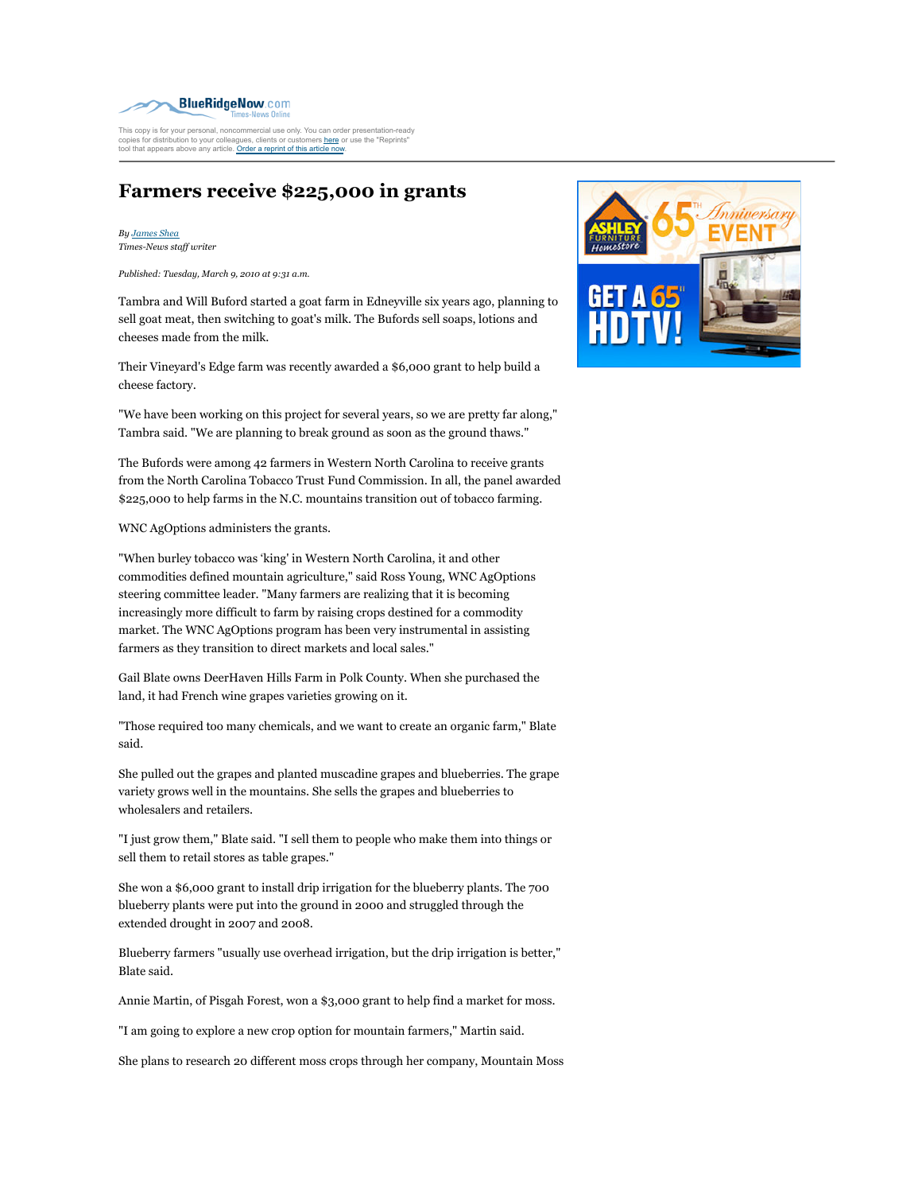BlueRidgeNow.com
Times-News Online

This copy is for your personal, noncommercial use only. You can order presentation-ready copies for distribution to your colleagues, clients or customers here or use the "Reprints" tool that appears above any article. Order a reprint of this article now.

# Farmers receive $225,000 in grants

*By James Shea*
*Times-News staff writer*

*Published: Tuesday, March 9, 2010 at 9:31 a.m.*

Tambra and Will Buford started a goat farm in Edneyville six years ago, planning to sell goat meat, then switching to goat's milk. The Bufords sell soaps, lotions and cheeses made from the milk.

Their Vineyard's Edge farm was recently awarded a $6,000 grant to help build a cheese factory.

"We have been working on this project for several years, so we are pretty far along," Tambra said. "We are planning to break ground as soon as the ground thaws."

The Bufords were among 42 farmers in Western North Carolina to receive grants from the North Carolina Tobacco Trust Fund Commission. In all, the panel awarded $225,000 to help farms in the N.C. mountains transition out of tobacco farming.

WNC AgOptions administers the grants.

"When burley tobacco was 'king' in Western North Carolina, it and other commodities defined mountain agriculture," said Ross Young, WNC AgOptions steering committee leader. "Many farmers are realizing that it is becoming increasingly more difficult to farm by raising crops destined for a commodity market. The WNC AgOptions program has been very instrumental in assisting farmers as they transition to direct markets and local sales."

Gail Blate owns DeerHaven Hills Farm in Polk County. When she purchased the land, it had French wine grapes varieties growing on it.

"Those required too many chemicals, and we want to create an organic farm," Blate said.

She pulled out the grapes and planted muscadine grapes and blueberries. The grape variety grows well in the mountains. She sells the grapes and blueberries to wholesalers and retailers.

"I just grow them," Blate said. "I sell them to people who make them into things or sell them to retail stores as table grapes."

She won a $6,000 grant to install drip irrigation for the blueberry plants. The 700 blueberry plants were put into the ground in 2000 and struggled through the extended drought in 2007 and 2008.

Blueberry farmers "usually use overhead irrigation, but the drip irrigation is better," Blate said.

Annie Martin, of Pisgah Forest, won a $3,000 grant to help find a market for moss.

"I am going to explore a new crop option for mountain farmers," Martin said.

She plans to research 20 different moss crops through her company, Mountain Moss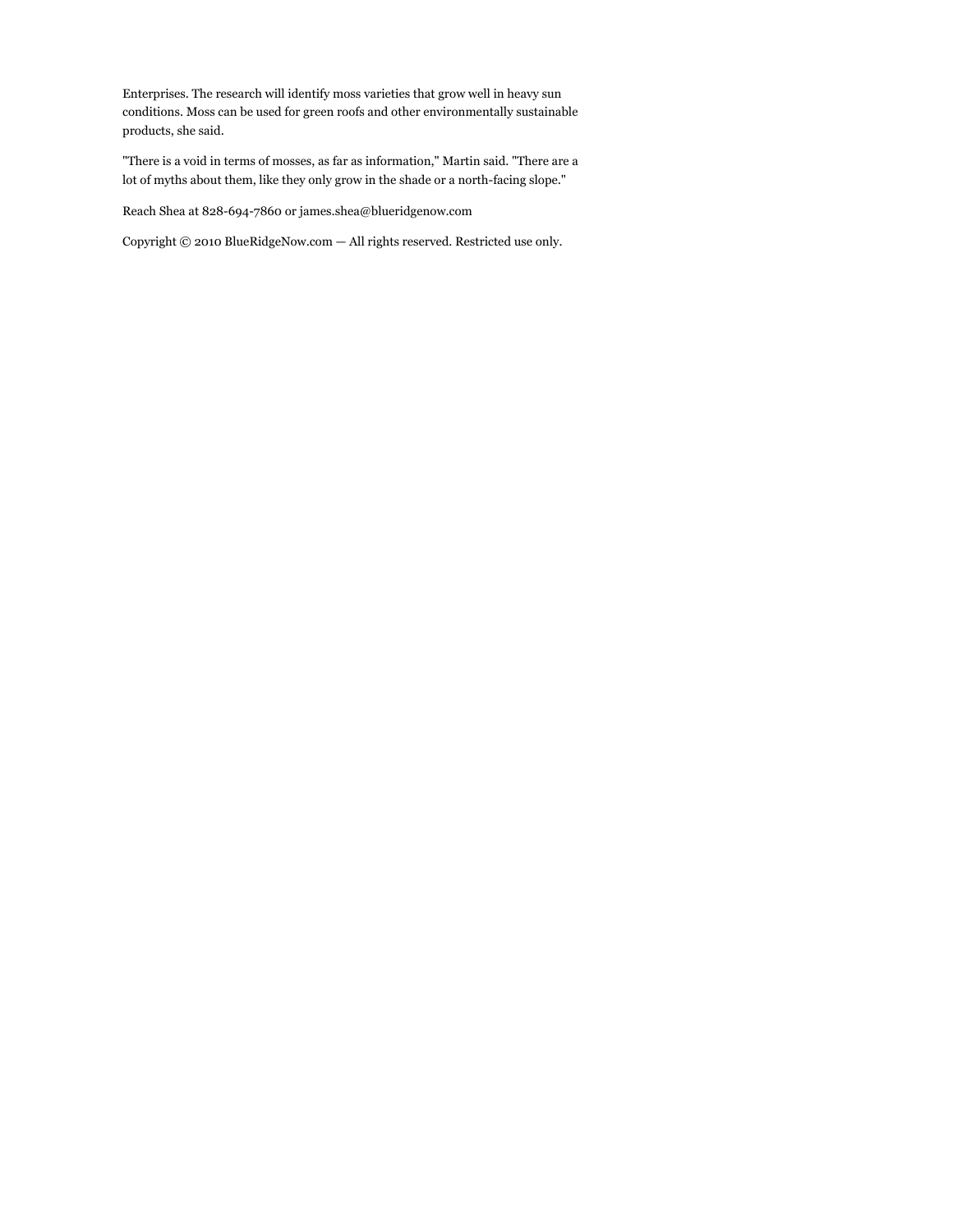Enterprises. The research will identify moss varieties that grow well in heavy sun conditions. Moss can be used for green roofs and other environmentally sustainable products, she said.

"There is a void in terms of mosses, as far as information," Martin said. "There are a lot of myths about them, like they only grow in the shade or a north-facing slope."

Reach Shea at 828-694-7860 or james.shea@blueridgenow.com

Copyright © 2010 BlueRidgeNow.com — All rights reserved. Restricted use only.